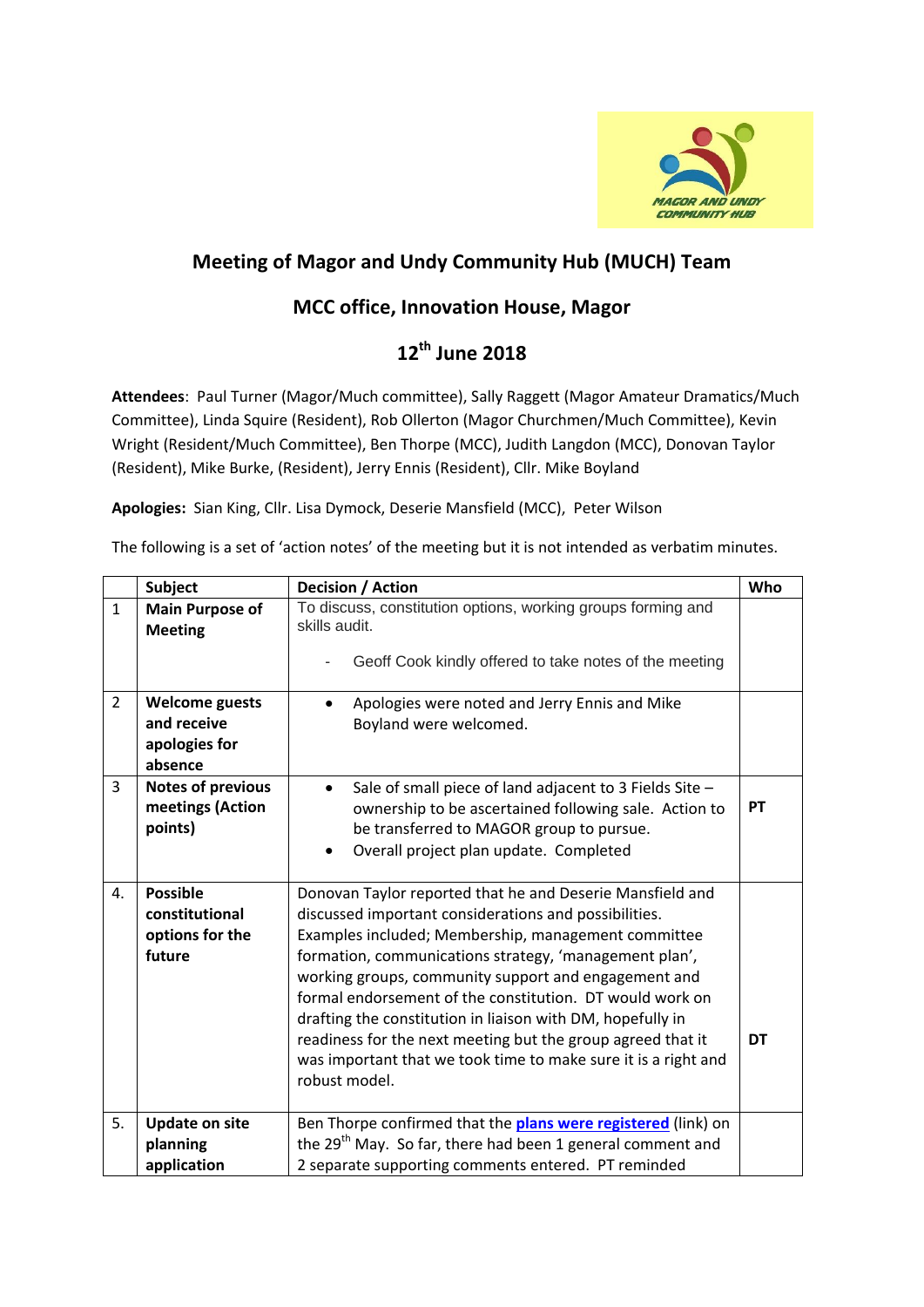# Meeting of Magor and Undy Community Hub (MUCH) Team

## MCC office, Innovation House, Magor

## 12th June 2018

**Attendees**: Paul Turner (Magor/Much committee), Sally Raggett (Magor Amateur Dramatics/Much Committee), Linda Squire (Resident), Rob Ollerton (Magor Churchmen/Much Committee), Kevin Wright (Resident/Much Committee), Ben Thorpe (MCC), Judith Langdon (MCC), Donovan Taylor (Resident), Mike Burke, (Resident), Jerry Ennis (Resident), Cllr. Mike Boyland

**Apologies:** Sian King, Cllr. Lisa Dymock, Deserie Mansfield (MCC), Peter Wilson

The following is a set of 'action notes' of the meeting but it is not intended as verbatim minutes.

| | Subject | Decision / Action | Who |
|---|---|---|---|
| 1 | **Main Purpose of Meeting** | To discuss, constitution options, working groups forming and skills audit.<br><br>- Geoff Cook kindly offered to take notes of the meeting | |
| 2 | **Welcome guests and receive apologies for absence** | • Apologies were noted and Jerry Ennis and Mike Boyland were welcomed. | |
| 3 | **Notes of previous meetings (Action points)** | • Sale of small piece of land adjacent to 3 Fields Site – ownership to be ascertained following sale. Action to be transferred to MAGOR group to pursue.<br>• Overall project plan update. Completed | **PT** |
| 4. | **Possible constitutional options for the future** | Donovan Taylor reported that he and Deserie Mansfield and discussed important considerations and possibilities. Examples included; Membership, management committee formation, communications strategy, 'management plan', working groups, community support and engagement and formal endorsement of the constitution. DT would work on drafting the constitution in liaison with DM, hopefully in readiness for the next meeting but the group agreed that it was important that we took time to make sure it is a right and robust model. | **DT** |
| 5. | **Update on site planning application** | Ben Thorpe confirmed that the **plans were registered** (link) on the 29th May. So far, there had been 1 general comment and 2 separate supporting comments entered. PT reminded | |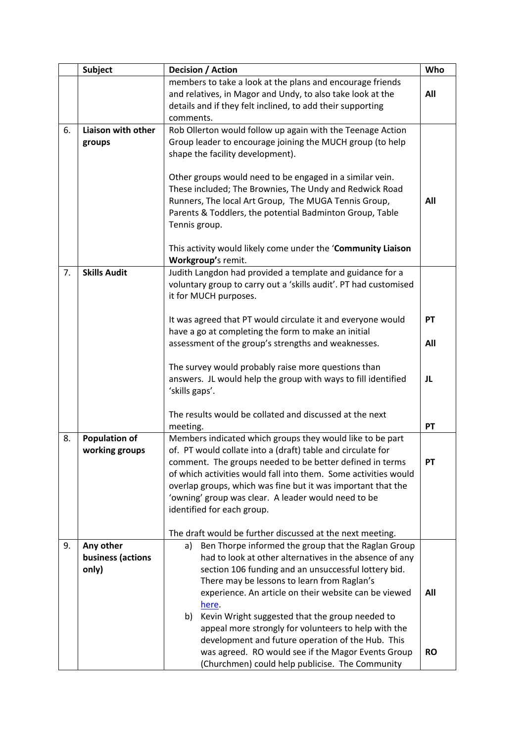| | Subject | Decision / Action | Who |
|---|---|---|---|
| | | members to take a look at the plans and encourage friends and relatives, in Magor and Undy, to also take look at the details and if they felt inclined, to add their supporting comments. | **All** |
| 6. | **Liaison with other groups** | Rob Ollerton would follow up again with the Teenage Action Group leader to encourage joining the MUCH group (to help shape the facility development).<br><br>Other groups would need to be engaged in a similar vein. These included; The Brownies, The Undy and Redwick Road Runners, The local Art Group, The MUGA Tennis Group, Parents & Toddlers, the potential Badminton Group, Table Tennis group.<br><br>This activity would likely come under the '**Community Liaison Workgroup'**s remit. | **All** |
| 7. | **Skills Audit** | Judith Langdon had provided a template and guidance for a voluntary group to carry out a 'skills audit'. PT had customised it for MUCH purposes.<br><br>It was agreed that PT would circulate it and everyone would have a go at completing the form to make an initial assessment of the group's strengths and weaknesses.<br><br>The survey would probably raise more questions than answers. JL would help the group with ways to fill identified 'skills gaps'.<br><br>The results would be collated and discussed at the next meeting. | **PT**<br><br>**All**<br><br>**JL**<br><br>**PT** |
| 8. | **Population of working groups** | Members indicated which groups they would like to be part of. PT would collate into a (draft) table and circulate for comment. The groups needed to be better defined in terms of which activities would fall into them. Some activities would overlap groups, which was fine but it was important that the 'owning' group was clear. A leader would need to be identified for each group.<br><br>The draft would be further discussed at the next meeting. | **PT** |
| 9. | **Any other business (actions only)** | a) Ben Thorpe informed the group that the Raglan Group had to look at other alternatives in the absence of any section 106 funding and an unsuccessful lottery bid. There may be lessons to learn from Raglan's experience. An article on their website can be viewed here.<br>b) Kevin Wright suggested that the group needed to appeal more strongly for volunteers to help with the development and future operation of the Hub. This was agreed. RO would see if the Magor Events Group (Churchmen) could help publicise. The Community | **All**<br><br>**RO** |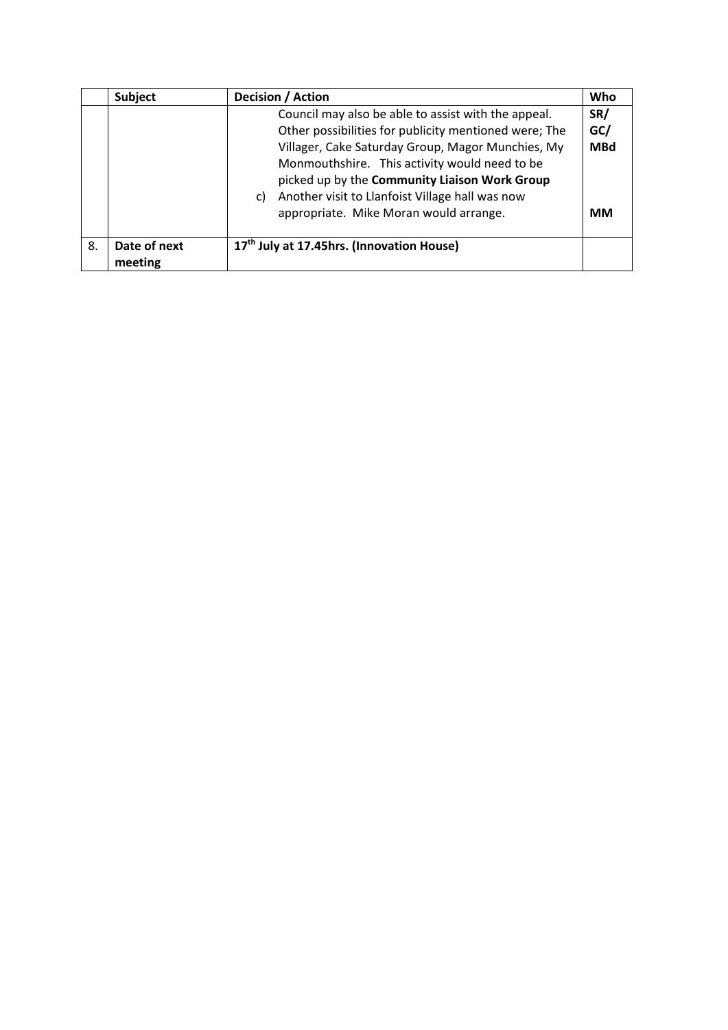| | Subject | Decision / Action | Who |
|---|---|---|---|
| | | Council may also be able to assist with the appeal. Other possibilities for publicity mentioned were; The Villager, Cake Saturday Group, Magor Munchies, My Monmouthshire. This activity would need to be picked up by the **Community Liaison Work Group**<br>c) Another visit to Llanfoist Village hall was now appropriate. Mike Moran would arrange. | **SR/ GC/ MBd**<br><br>**MM** |
| 8. | **Date of next meeting** | **17th July at 17.45hrs. (Innovation House)** | |